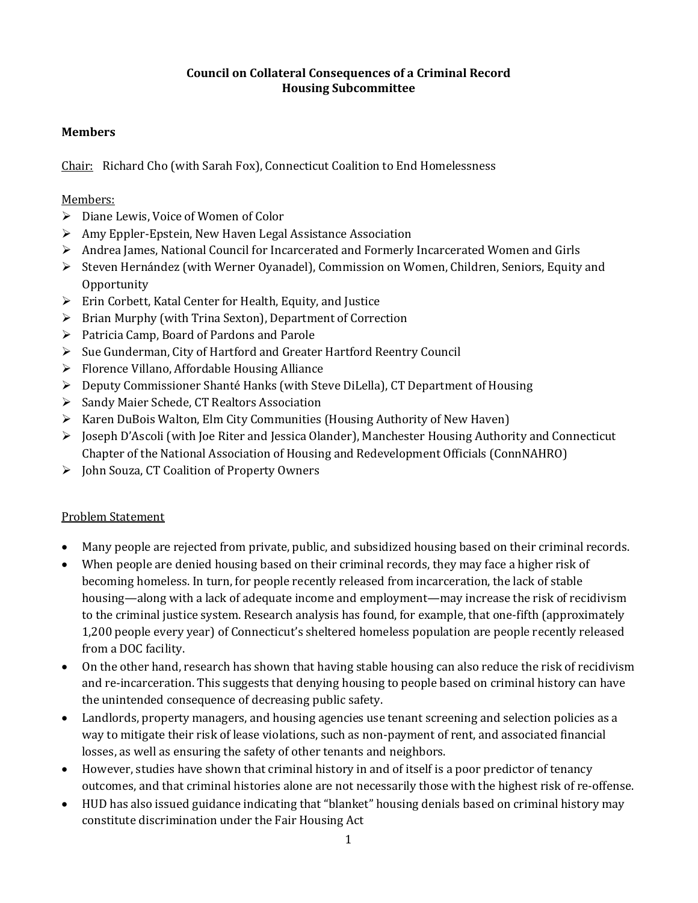# Council on Collateral Consequences of a Criminal Record
## Housing Subcommittee

**Members**

Chair: Richard Cho (with Sarah Fox), Connecticut Coalition to End Homelessness

Members:

- Diane Lewis, Voice of Women of Color
- Amy Eppler-Epstein, New Haven Legal Assistance Association
- Andrea James, National Council for Incarcerated and Formerly Incarcerated Women and Girls
- Steven Hernández (with Werner Oyanadel), Commission on Women, Children, Seniors, Equity and Opportunity
- Erin Corbett, Katal Center for Health, Equity, and Justice
- Brian Murphy (with Trina Sexton), Department of Correction
- Patricia Camp, Board of Pardons and Parole
- Sue Gunderman, City of Hartford and Greater Hartford Reentry Council
- Florence Villano, Affordable Housing Alliance
- Deputy Commissioner Shanté Hanks (with Steve DiLella), CT Department of Housing
- Sandy Maier Schede, CT Realtors Association
- Karen DuBois Walton, Elm City Communities (Housing Authority of New Haven)
- Joseph D'Ascoli (with Joe Riter and Jessica Olander), Manchester Housing Authority and Connecticut Chapter of the National Association of Housing and Redevelopment Officials (ConnNAHRO)
- John Souza, CT Coalition of Property Owners

Problem Statement

- Many people are rejected from private, public, and subsidized housing based on their criminal records.
- When people are denied housing based on their criminal records, they may face a higher risk of becoming homeless. In turn, for people recently released from incarceration, the lack of stable housing—along with a lack of adequate income and employment—may increase the risk of recidivism to the criminal justice system. Research analysis has found, for example, that one-fifth (approximately 1,200 people every year) of Connecticut's sheltered homeless population are people recently released from a DOC facility.
- On the other hand, research has shown that having stable housing can also reduce the risk of recidivism and re-incarceration. This suggests that denying housing to people based on criminal history can have the unintended consequence of decreasing public safety.
- Landlords, property managers, and housing agencies use tenant screening and selection policies as a way to mitigate their risk of lease violations, such as non-payment of rent, and associated financial losses, as well as ensuring the safety of other tenants and neighbors.
- However, studies have shown that criminal history in and of itself is a poor predictor of tenancy outcomes, and that criminal histories alone are not necessarily those with the highest risk of re-offense.
- HUD has also issued guidance indicating that "blanket" housing denials based on criminal history may constitute discrimination under the Fair Housing Act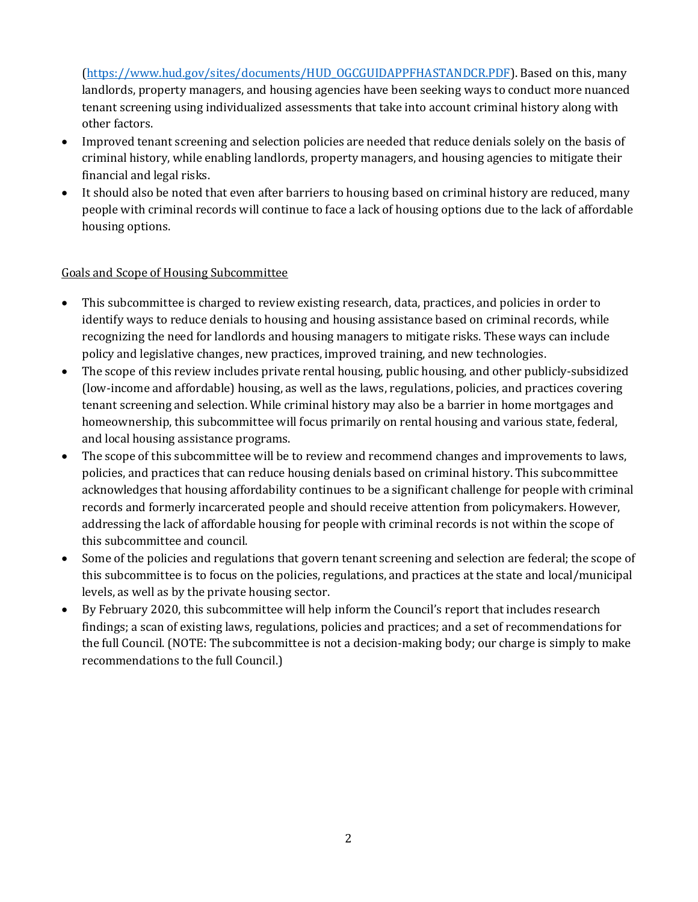(https://www.hud.gov/sites/documents/HUD_OGCGUIDAPPFHASTANDCR.PDF). Based on this, many landlords, property managers, and housing agencies have been seeking ways to conduct more nuanced tenant screening using individualized assessments that take into account criminal history along with other factors.

- Improved tenant screening and selection policies are needed that reduce denials solely on the basis of criminal history, while enabling landlords, property managers, and housing agencies to mitigate their financial and legal risks.
- It should also be noted that even after barriers to housing based on criminal history are reduced, many people with criminal records will continue to face a lack of housing options due to the lack of affordable housing options.

<u>Goals and Scope of Housing Subcommittee</u>

- This subcommittee is charged to review existing research, data, practices, and policies in order to identify ways to reduce denials to housing and housing assistance based on criminal records, while recognizing the need for landlords and housing managers to mitigate risks. These ways can include policy and legislative changes, new practices, improved training, and new technologies.
- The scope of this review includes private rental housing, public housing, and other publicly-subsidized (low-income and affordable) housing, as well as the laws, regulations, policies, and practices covering tenant screening and selection. While criminal history may also be a barrier in home mortgages and homeownership, this subcommittee will focus primarily on rental housing and various state, federal, and local housing assistance programs.
- The scope of this subcommittee will be to review and recommend changes and improvements to laws, policies, and practices that can reduce housing denials based on criminal history. This subcommittee acknowledges that housing affordability continues to be a significant challenge for people with criminal records and formerly incarcerated people and should receive attention from policymakers. However, addressing the lack of affordable housing for people with criminal records is not within the scope of this subcommittee and council.
- Some of the policies and regulations that govern tenant screening and selection are federal; the scope of this subcommittee is to focus on the policies, regulations, and practices at the state and local/municipal levels, as well as by the private housing sector.
- By February 2020, this subcommittee will help inform the Council's report that includes research findings; a scan of existing laws, regulations, policies and practices; and a set of recommendations for the full Council. (NOTE: The subcommittee is not a decision-making body; our charge is simply to make recommendations to the full Council.)